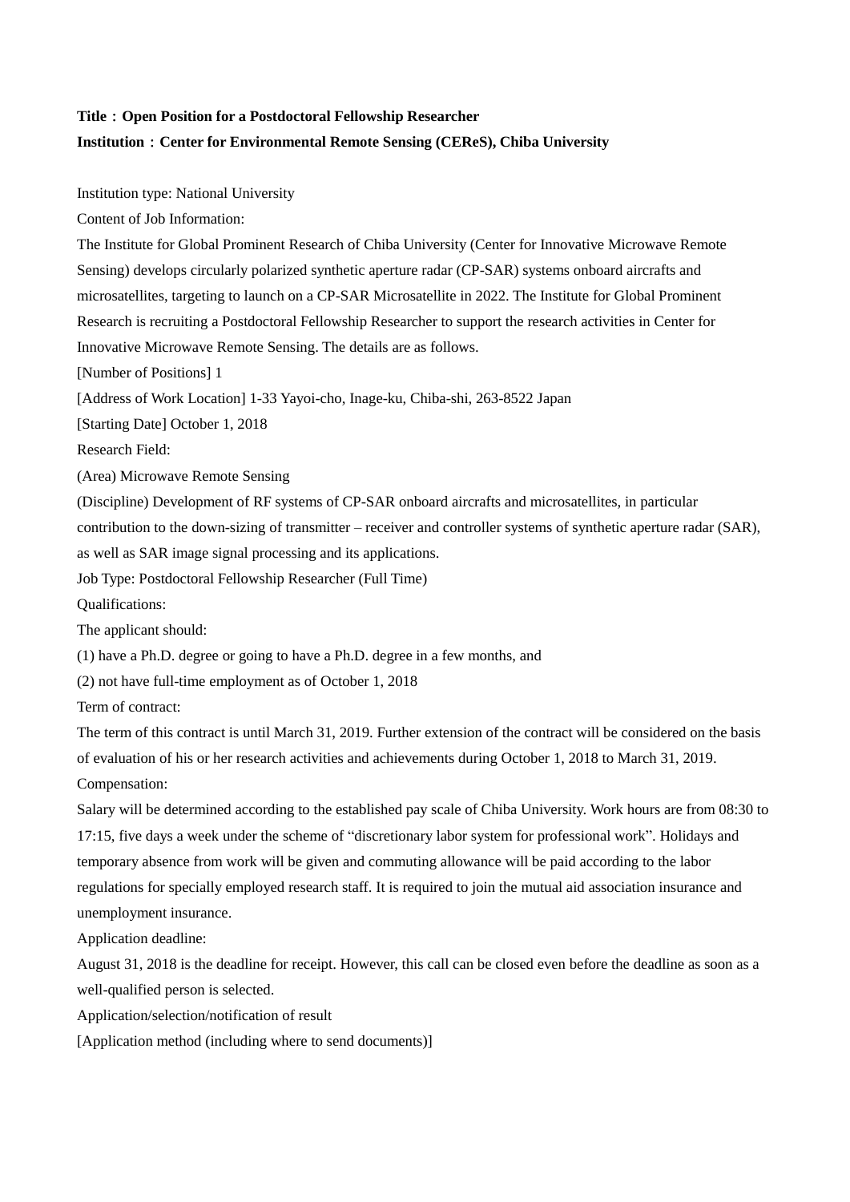**Title：Open Position for a Postdoctoral Fellowship Researcher**

**Institution：Center for Environmental Remote Sensing (CEReS), Chiba University**

Institution type: National University

Content of Job Information:

The Institute for Global Prominent Research of Chiba University (Center for Innovative Microwave Remote Sensing) develops circularly polarized synthetic aperture radar (CP-SAR) systems onboard aircrafts and microsatellites, targeting to launch on a CP-SAR Microsatellite in 2022. The Institute for Global Prominent Research is recruiting a Postdoctoral Fellowship Researcher to support the research activities in Center for Innovative Microwave Remote Sensing. The details are as follows.

[Number of Positions] 1

[Address of Work Location] 1-33 Yayoi-cho, Inage-ku, Chiba-shi, 263-8522 Japan

[Starting Date] October 1, 2018

Research Field:

(Area) Microwave Remote Sensing

(Discipline) Development of RF systems of CP-SAR onboard aircrafts and microsatellites, in particular contribution to the down-sizing of transmitter – receiver and controller systems of synthetic aperture radar (SAR), as well as SAR image signal processing and its applications.

Job Type: Postdoctoral Fellowship Researcher (Full Time)

Qualifications:

The applicant should:

(1) have a Ph.D. degree or going to have a Ph.D. degree in a few months, and

(2) not have full-time employment as of October 1, 2018

Term of contract:

The term of this contract is until March 31, 2019. Further extension of the contract will be considered on the basis of evaluation of his or her research activities and achievements during October 1, 2018 to March 31, 2019.

Compensation:

Salary will be determined according to the established pay scale of Chiba University. Work hours are from 08:30 to 17:15, five days a week under the scheme of "discretionary labor system for professional work". Holidays and temporary absence from work will be given and commuting allowance will be paid according to the labor regulations for specially employed research staff. It is required to join the mutual aid association insurance and unemployment insurance.

Application deadline:

August 31, 2018 is the deadline for receipt. However, this call can be closed even before the deadline as soon as a well-qualified person is selected.

Application/selection/notification of result

[Application method (including where to send documents)]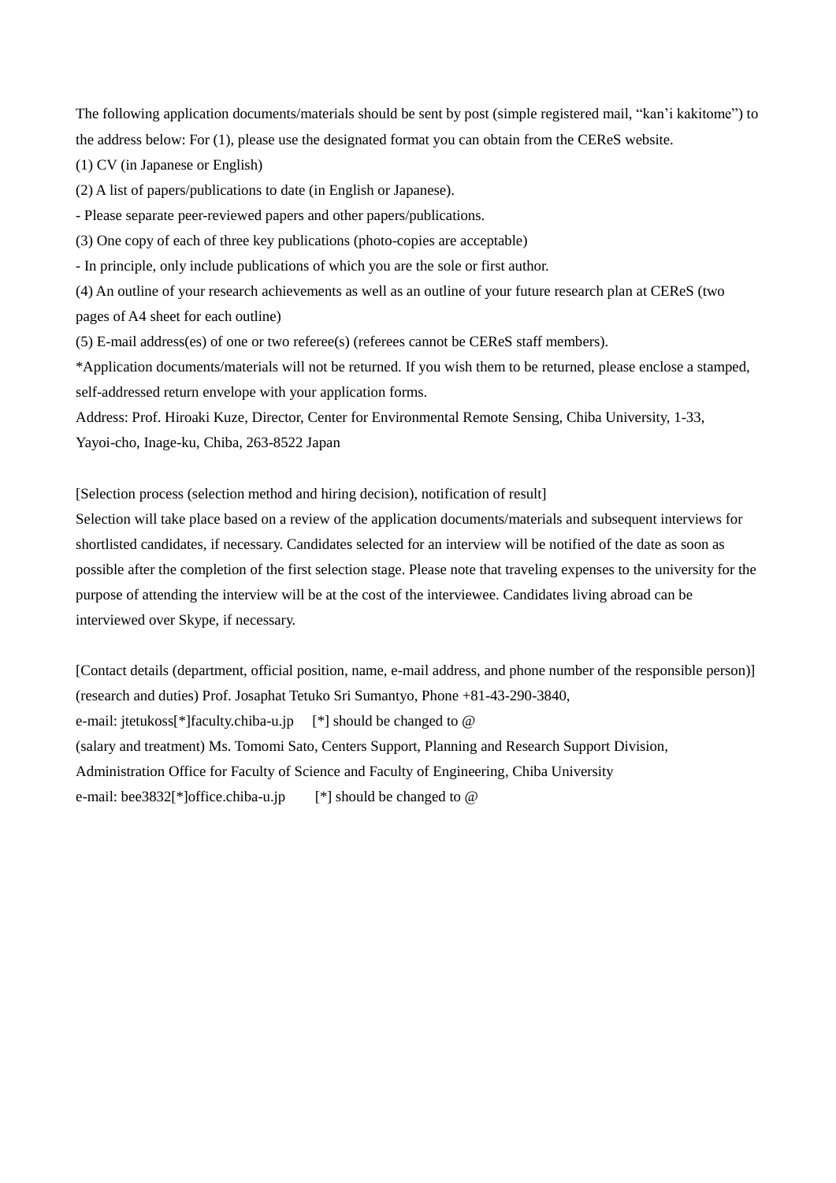The following application documents/materials should be sent by post (simple registered mail, “kan’i kakitome”) to the address below: For (1), please use the designated format you can obtain from the CEReS website.

(1) CV (in Japanese or English)

(2) A list of papers/publications to date (in English or Japanese).

- Please separate peer-reviewed papers and other papers/publications.

(3) One copy of each of three key publications (photo-copies are acceptable)

- In principle, only include publications of which you are the sole or first author.

(4) An outline of your research achievements as well as an outline of your future research plan at CEReS (two pages of A4 sheet for each outline)

(5) E-mail address(es) of one or two referee(s) (referees cannot be CEReS staff members).

*Application documents/materials will not be returned. If you wish them to be returned, please enclose a stamped, self-addressed return envelope with your application forms.

Address: Prof. Hiroaki Kuze, Director, Center for Environmental Remote Sensing, Chiba University, 1-33, Yayoi-cho, Inage-ku, Chiba, 263-8522 Japan

[Selection process (selection method and hiring decision), notification of result]

Selection will take place based on a review of the application documents/materials and subsequent interviews for shortlisted candidates, if necessary. Candidates selected for an interview will be notified of the date as soon as possible after the completion of the first selection stage. Please note that traveling expenses to the university for the purpose of attending the interview will be at the cost of the interviewee. Candidates living abroad can be interviewed over Skype, if necessary.

[Contact details (department, official position, name, e-mail address, and phone number of the responsible person)]

(research and duties) Prof. Josaphat Tetuko Sri Sumantyo, Phone +81-43-290-3840,

e-mail: jtetukoss[*]faculty.chiba-u.jp [*] should be changed to @

(salary and treatment) Ms. Tomomi Sato, Centers Support, Planning and Research Support Division, Administration Office for Faculty of Science and Faculty of Engineering, Chiba University

e-mail: bee3832[*]office.chiba-u.jp [*] should be changed to @